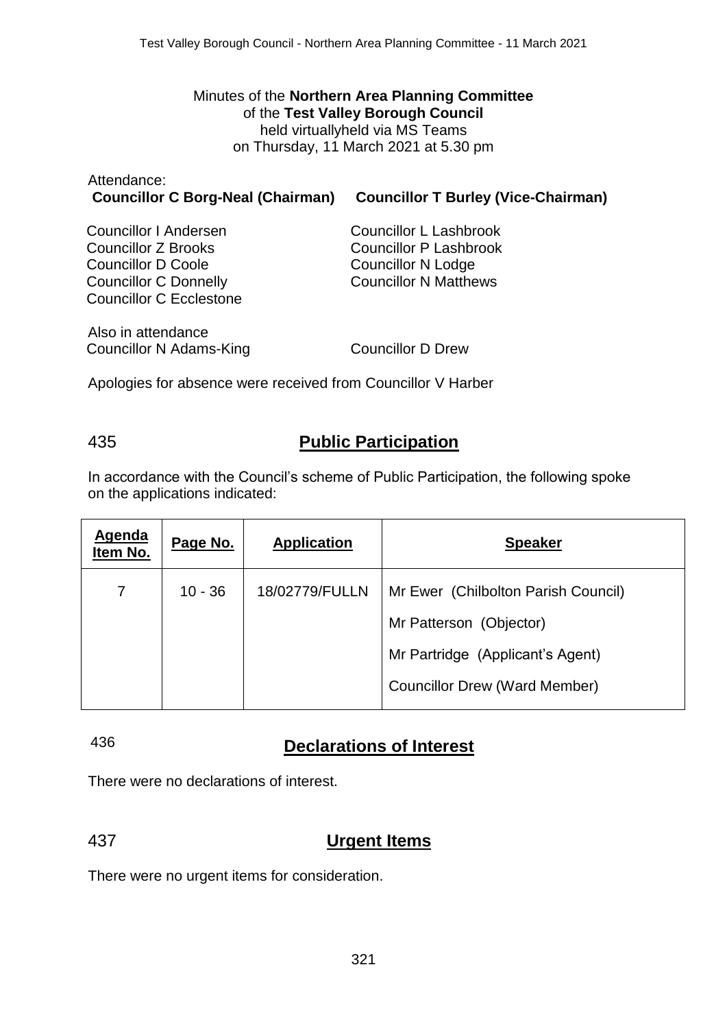Minutes of the **Northern Area Planning Committee**
of the **Test Valley Borough Council**
held virtuallyheld via MS Teams
on Thursday, 11 March 2021 at 5.30 pm

Attendance:
**Councillor C Borg-Neal (Chairman)** **Councillor T Burley (Vice-Chairman)**

Councillor I Andersen
Councillor Z Brooks
Councillor D Coole
Councillor C Donnelly
Councillor C Ecclestone
Councillor L Lashbrook
Councillor P Lashbrook
Councillor N Lodge
Councillor N Matthews

Also in attendance
Councillor N Adams-King
Councillor D Drew

Apologies for absence were received from Councillor V Harber

## 435 Public Participation

In accordance with the Council's scheme of Public Participation, the following spoke on the applications indicated:

| Agenda Item No. | Page No. | Application | Speaker |
|---|---|---|---|
| 7 | 10 - 36 | 18/02779/FULLN | Mr Ewer (Chilbolton Parish Council)<br>Mr Patterson (Objector)<br>Mr Partridge (Applicant's Agent)<br>Councillor Drew (Ward Member) |

## 436 Declarations of Interest

There were no declarations of interest.

## 437 Urgent Items

There were no urgent items for consideration.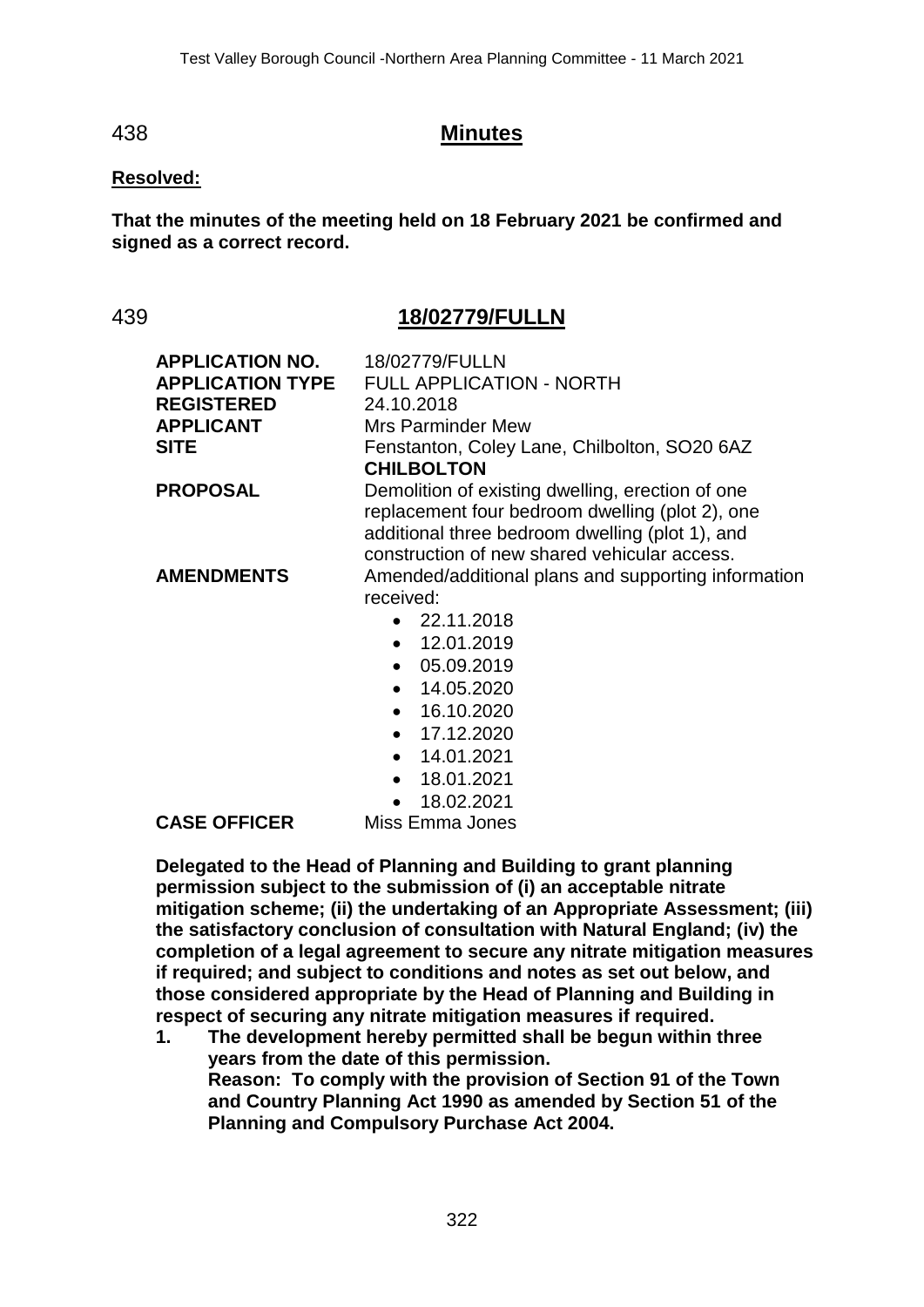## 438 Minutes

**Resolved:**

**That the minutes of the meeting held on 18 February 2021 be confirmed and signed as a correct record.**

## 439 18/02779/FULLN

| | |
|---|---|
| **APPLICATION NO.** | 18/02779/FULLN |
| **APPLICATION TYPE** | FULL APPLICATION - NORTH |
| **REGISTERED** | 24.10.2018 |
| **APPLICANT** | Mrs Parminder Mew |
| **SITE** | Fenstanton, Coley Lane, Chilbolton, SO20 6AZ **CHILBOLTON** |
| **PROPOSAL** | Demolition of existing dwelling, erection of one replacement four bedroom dwelling (plot 2), one additional three bedroom dwelling (plot 1), and construction of new shared vehicular access. |
| **AMENDMENTS** | Amended/additional plans and supporting information received: • 22.11.2018 • 12.01.2019 • 05.09.2019 • 14.05.2020 • 16.10.2020 • 17.12.2020 • 14.01.2021 • 18.01.2021 • 18.02.2021 |
| **CASE OFFICER** | Miss Emma Jones |

**Delegated to the Head of Planning and Building to grant planning permission subject to the submission of (i) an acceptable nitrate mitigation scheme; (ii) the undertaking of an Appropriate Assessment; (iii) the satisfactory conclusion of consultation with Natural England; (iv) the completion of a legal agreement to secure any nitrate mitigation measures if required; and subject to conditions and notes as set out below, and those considered appropriate by the Head of Planning and Building in respect of securing any nitrate mitigation measures if required.**

1. **The development hereby permitted shall be begun within three years from the date of this permission.**
   **Reason: To comply with the provision of Section 91 of the Town and Country Planning Act 1990 as amended by Section 51 of the Planning and Compulsory Purchase Act 2004.**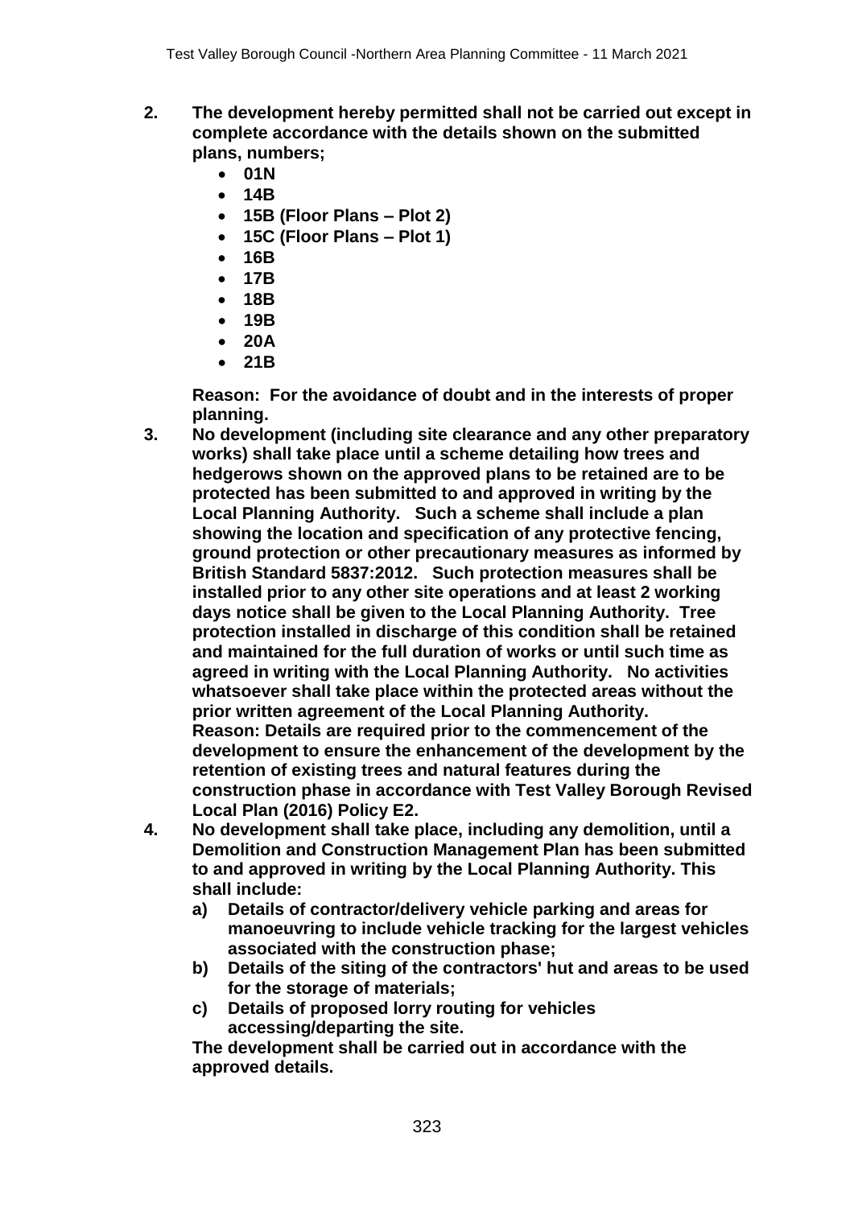**2. The development hereby permitted shall not be carried out except in complete accordance with the details shown on the submitted plans, numbers;**

- **01N**
- **14B**
- **15B (Floor Plans – Plot 2)**
- **15C (Floor Plans – Plot 1)**
- **16B**
- **17B**
- **18B**
- **19B**
- **20A**
- **21B**

**Reason: For the avoidance of doubt and in the interests of proper planning.**

**3. No development (including site clearance and any other preparatory works) shall take place until a scheme detailing how trees and hedgerows shown on the approved plans to be retained are to be protected has been submitted to and approved in writing by the Local Planning Authority. Such a scheme shall include a plan showing the location and specification of any protective fencing, ground protection or other precautionary measures as informed by British Standard 5837:2012. Such protection measures shall be installed prior to any other site operations and at least 2 working days notice shall be given to the Local Planning Authority. Tree protection installed in discharge of this condition shall be retained and maintained for the full duration of works or until such time as agreed in writing with the Local Planning Authority. No activities whatsoever shall take place within the protected areas without the prior written agreement of the Local Planning Authority.**
**Reason: Details are required prior to the commencement of the development to ensure the enhancement of the development by the retention of existing trees and natural features during the construction phase in accordance with Test Valley Borough Revised Local Plan (2016) Policy E2.**

**4. No development shall take place, including any demolition, until a Demolition and Construction Management Plan has been submitted to and approved in writing by the Local Planning Authority. This shall include:**

**a) Details of contractor/delivery vehicle parking and areas for manoeuvring to include vehicle tracking for the largest vehicles associated with the construction phase;**
**b) Details of the siting of the contractors' hut and areas to be used for the storage of materials;**
**c) Details of proposed lorry routing for vehicles accessing/departing the site.**

**The development shall be carried out in accordance with the approved details.**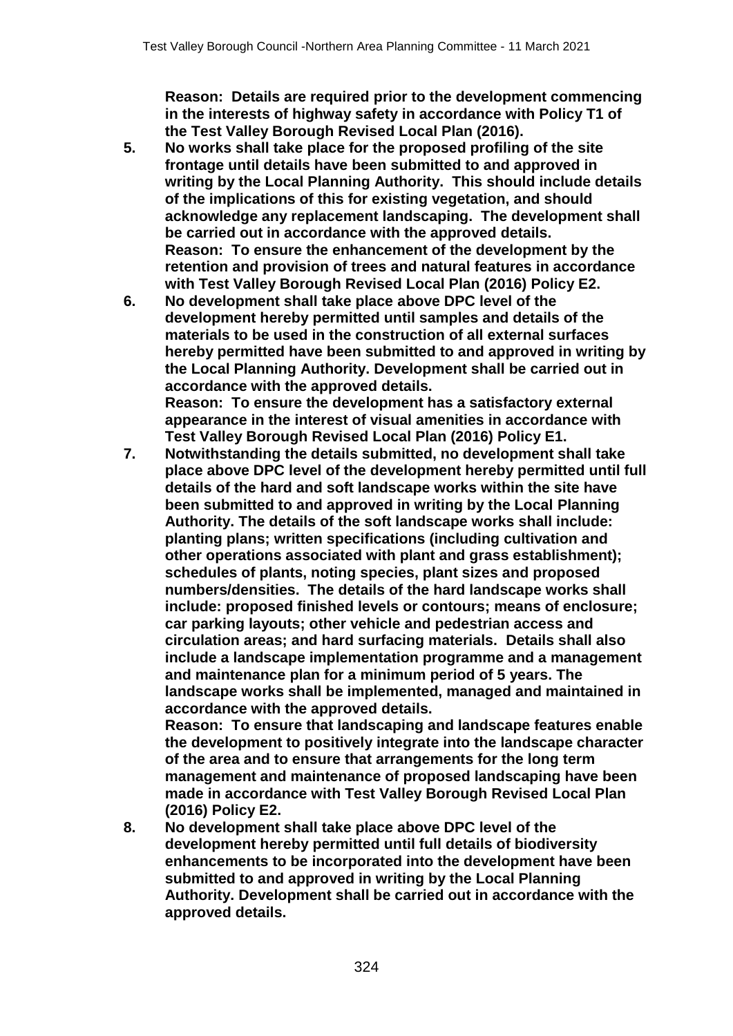**Reason: Details are required prior to the development commencing in the interests of highway safety in accordance with Policy T1 of the Test Valley Borough Revised Local Plan (2016).**

5. **No works shall take place for the proposed profiling of the site frontage until details have been submitted to and approved in writing by the Local Planning Authority. This should include details of the implications of this for existing vegetation, and should acknowledge any replacement landscaping. The development shall be carried out in accordance with the approved details.**
   **Reason: To ensure the enhancement of the development by the retention and provision of trees and natural features in accordance with Test Valley Borough Revised Local Plan (2016) Policy E2.**

6. **No development shall take place above DPC level of the development hereby permitted until samples and details of the materials to be used in the construction of all external surfaces hereby permitted have been submitted to and approved in writing by the Local Planning Authority. Development shall be carried out in accordance with the approved details.**
   **Reason: To ensure the development has a satisfactory external appearance in the interest of visual amenities in accordance with Test Valley Borough Revised Local Plan (2016) Policy E1.**

7. **Notwithstanding the details submitted, no development shall take place above DPC level of the development hereby permitted until full details of the hard and soft landscape works within the site have been submitted to and approved in writing by the Local Planning Authority. The details of the soft landscape works shall include: planting plans; written specifications (including cultivation and other operations associated with plant and grass establishment); schedules of plants, noting species, plant sizes and proposed numbers/densities. The details of the hard landscape works shall include: proposed finished levels or contours; means of enclosure; car parking layouts; other vehicle and pedestrian access and circulation areas; and hard surfacing materials. Details shall also include a landscape implementation programme and a management and maintenance plan for a minimum period of 5 years. The landscape works shall be implemented, managed and maintained in accordance with the approved details.**
   **Reason: To ensure that landscaping and landscape features enable the development to positively integrate into the landscape character of the area and to ensure that arrangements for the long term management and maintenance of proposed landscaping have been made in accordance with Test Valley Borough Revised Local Plan (2016) Policy E2.**

8. **No development shall take place above DPC level of the development hereby permitted until full details of biodiversity enhancements to be incorporated into the development have been submitted to and approved in writing by the Local Planning Authority. Development shall be carried out in accordance with the approved details.**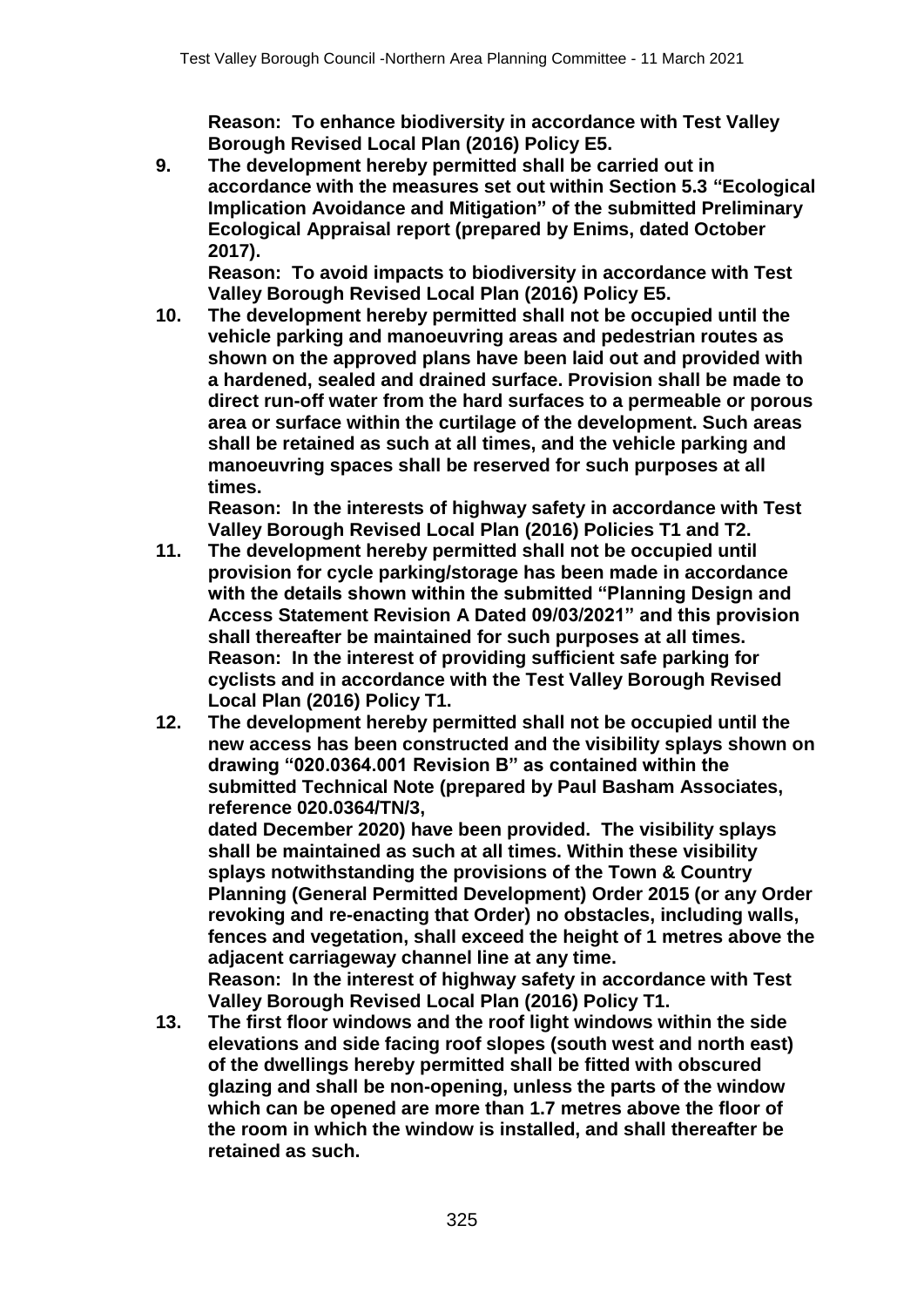**Reason: To enhance biodiversity in accordance with Test Valley Borough Revised Local Plan (2016) Policy E5.**

9. **The development hereby permitted shall be carried out in accordance with the measures set out within Section 5.3 "Ecological Implication Avoidance and Mitigation" of the submitted Preliminary Ecological Appraisal report (prepared by Enims, dated October 2017).**
   **Reason: To avoid impacts to biodiversity in accordance with Test Valley Borough Revised Local Plan (2016) Policy E5.**
10. **The development hereby permitted shall not be occupied until the vehicle parking and manoeuvring areas and pedestrian routes as shown on the approved plans have been laid out and provided with a hardened, sealed and drained surface. Provision shall be made to direct run-off water from the hard surfaces to a permeable or porous area or surface within the curtilage of the development. Such areas shall be retained as such at all times, and the vehicle parking and manoeuvring spaces shall be reserved for such purposes at all times.**
    **Reason: In the interests of highway safety in accordance with Test Valley Borough Revised Local Plan (2016) Policies T1 and T2.**
11. **The development hereby permitted shall not be occupied until provision for cycle parking/storage has been made in accordance with the details shown within the submitted "Planning Design and Access Statement Revision A Dated 09/03/2021" and this provision shall thereafter be maintained for such purposes at all times.**
    **Reason: In the interest of providing sufficient safe parking for cyclists and in accordance with the Test Valley Borough Revised Local Plan (2016) Policy T1.**
12. **The development hereby permitted shall not be occupied until the new access has been constructed and the visibility splays shown on drawing "020.0364.001 Revision B" as contained within the submitted Technical Note (prepared by Paul Basham Associates, reference 020.0364/TN/3,**
    **dated December 2020) have been provided. The visibility splays shall be maintained as such at all times. Within these visibility splays notwithstanding the provisions of the Town & Country Planning (General Permitted Development) Order 2015 (or any Order revoking and re-enacting that Order) no obstacles, including walls, fences and vegetation, shall exceed the height of 1 metres above the adjacent carriageway channel line at any time.**
    **Reason: In the interest of highway safety in accordance with Test Valley Borough Revised Local Plan (2016) Policy T1.**
13. **The first floor windows and the roof light windows within the side elevations and side facing roof slopes (south west and north east) of the dwellings hereby permitted shall be fitted with obscured glazing and shall be non-opening, unless the parts of the window which can be opened are more than 1.7 metres above the floor of the room in which the window is installed, and shall thereafter be retained as such.**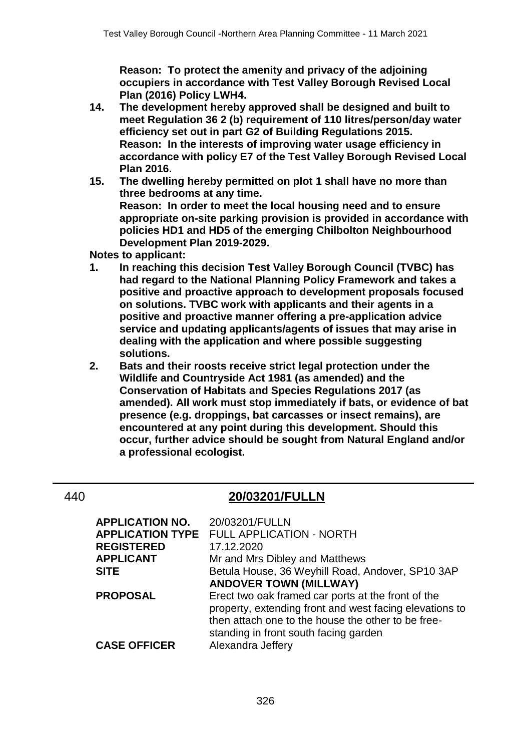**Reason: To protect the amenity and privacy of the adjoining occupiers in accordance with Test Valley Borough Revised Local Plan (2016) Policy LWH4.**

14. **The development hereby approved shall be designed and built to meet Regulation 36 2 (b) requirement of 110 litres/person/day water efficiency set out in part G2 of Building Regulations 2015.**
    **Reason: In the interests of improving water usage efficiency in accordance with policy E7 of the Test Valley Borough Revised Local Plan 2016.**
15. **The dwelling hereby permitted on plot 1 shall have no more than three bedrooms at any time.**
    **Reason: In order to meet the local housing need and to ensure appropriate on-site parking provision is provided in accordance with policies HD1 and HD5 of the emerging Chilbolton Neighbourhood Development Plan 2019-2029.**

**Notes to applicant:**

1. **In reaching this decision Test Valley Borough Council (TVBC) has had regard to the National Planning Policy Framework and takes a positive and proactive approach to development proposals focused on solutions. TVBC work with applicants and their agents in a positive and proactive manner offering a pre-application advice service and updating applicants/agents of issues that may arise in dealing with the application and where possible suggesting solutions.**
2. **Bats and their roosts receive strict legal protection under the Wildlife and Countryside Act 1981 (as amended) and the Conservation of Habitats and Species Regulations 2017 (as amended). All work must stop immediately if bats, or evidence of bat presence (e.g. droppings, bat carcasses or insect remains), are encountered at any point during this development. Should this occur, further advice should be sought from Natural England and/or a professional ecologist.**

---

440 **20/03201/FULLN**

| | |
|---|---|
| **APPLICATION NO.** | 20/03201/FULLN |
| **APPLICATION TYPE** | FULL APPLICATION - NORTH |
| **REGISTERED** | 17.12.2020 |
| **APPLICANT** | Mr and Mrs Dibley and Matthews |
| **SITE** | Betula House, 36 Weyhill Road, Andover, SP10 3AP **ANDOVER TOWN (MILLWAY)** |
| **PROPOSAL** | Erect two oak framed car ports at the front of the property, extending front and west facing elevations to then attach one to the house the other to be free-standing in front south facing garden |
| **CASE OFFICER** | Alexandra Jeffery |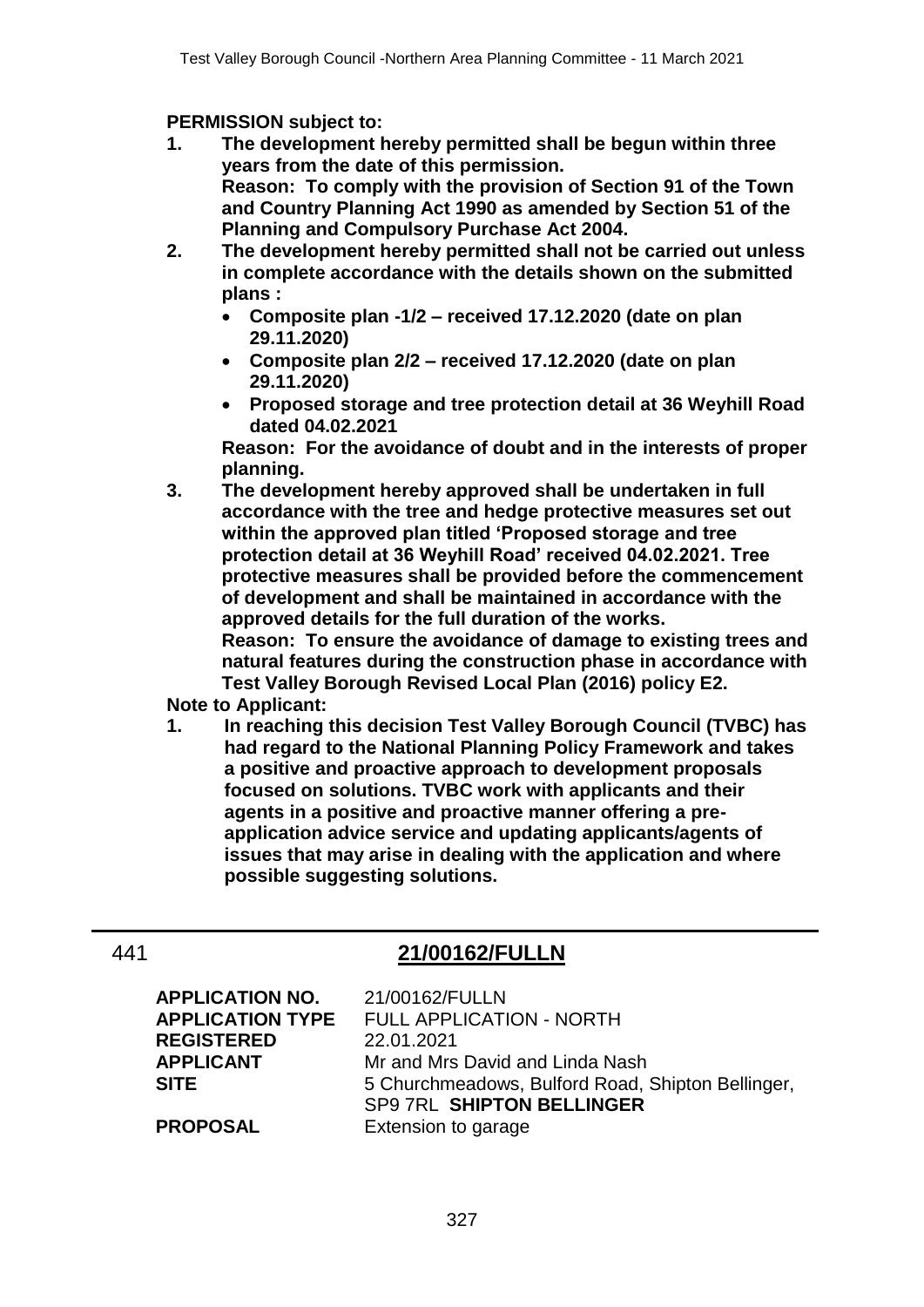**PERMISSION subject to:**

1. **The development hereby permitted shall be begun within three years from the date of this permission.**
   **Reason: To comply with the provision of Section 91 of the Town and Country Planning Act 1990 as amended by Section 51 of the Planning and Compulsory Purchase Act 2004.**
2. **The development hereby permitted shall not be carried out unless in complete accordance with the details shown on the submitted plans :**
   - **Composite plan -1/2 – received 17.12.2020 (date on plan 29.11.2020)**
   - **Composite plan 2/2 – received 17.12.2020 (date on plan 29.11.2020)**
   - **Proposed storage and tree protection detail at 36 Weyhill Road dated 04.02.2021**

   **Reason: For the avoidance of doubt and in the interests of proper planning.**
3. **The development hereby approved shall be undertaken in full accordance with the tree and hedge protective measures set out within the approved plan titled 'Proposed storage and tree protection detail at 36 Weyhill Road' received 04.02.2021. Tree protective measures shall be provided before the commencement of development and shall be maintained in accordance with the approved details for the full duration of the works.**
   **Reason: To ensure the avoidance of damage to existing trees and natural features during the construction phase in accordance with Test Valley Borough Revised Local Plan (2016) policy E2.**

**Note to Applicant:**

1. **In reaching this decision Test Valley Borough Council (TVBC) has had regard to the National Planning Policy Framework and takes a positive and proactive approach to development proposals focused on solutions. TVBC work with applicants and their agents in a positive and proactive manner offering a pre-application advice service and updating applicants/agents of issues that may arise in dealing with the application and where possible suggesting solutions.**

---

## 441 **21/00162/FULLN**

| | |
|---|---|
| **APPLICATION NO.** | 21/00162/FULLN |
| **APPLICATION TYPE** | FULL APPLICATION - NORTH |
| **REGISTERED** | 22.01.2021 |
| **APPLICANT** | Mr and Mrs David and Linda Nash |
| **SITE** | 5 Churchmeadows, Bulford Road, Shipton Bellinger, SP9 7RL **SHIPTON BELLINGER** |
| **PROPOSAL** | Extension to garage |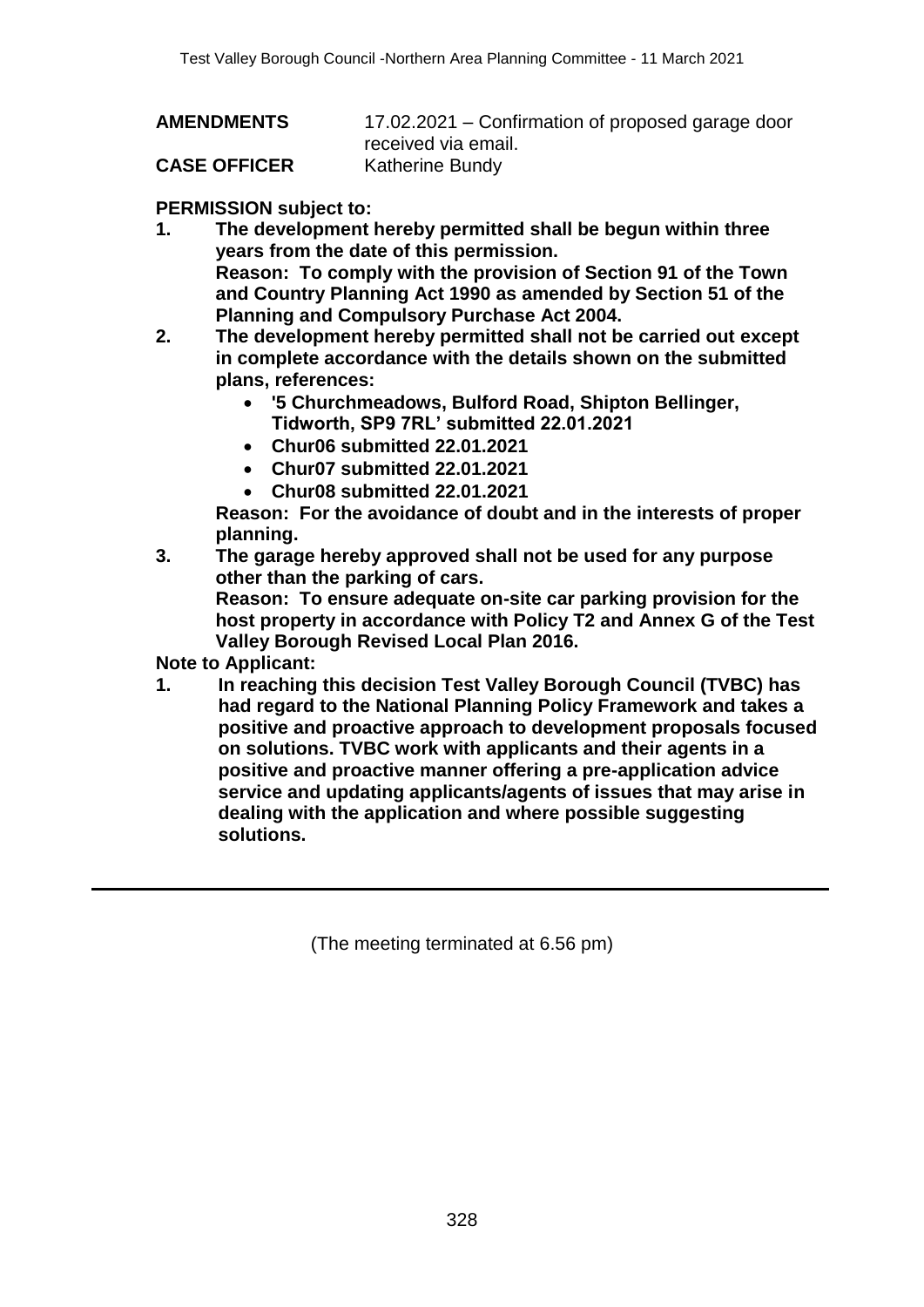| | |
|---|---|
| **AMENDMENTS** | 17.02.2021 – Confirmation of proposed garage door received via email. |
| **CASE OFFICER** | Katherine Bundy |

**PERMISSION subject to:**

1. **The development hereby permitted shall be begun within three years from the date of this permission.**
   **Reason: To comply with the provision of Section 91 of the Town and Country Planning Act 1990 as amended by Section 51 of the Planning and Compulsory Purchase Act 2004.**
2. **The development hereby permitted shall not be carried out except in complete accordance with the details shown on the submitted plans, references:**
   - **'5 Churchmeadows, Bulford Road, Shipton Bellinger, Tidworth, SP9 7RL' submitted 22.01.2021**
   - **Chur06 submitted 22.01.2021**
   - **Chur07 submitted 22.01.2021**
   - **Chur08 submitted 22.01.2021**

   **Reason: For the avoidance of doubt and in the interests of proper planning.**
3. **The garage hereby approved shall not be used for any purpose other than the parking of cars.**
   **Reason: To ensure adequate on-site car parking provision for the host property in accordance with Policy T2 and Annex G of the Test Valley Borough Revised Local Plan 2016.**

**Note to Applicant:**

1. **In reaching this decision Test Valley Borough Council (TVBC) has had regard to the National Planning Policy Framework and takes a positive and proactive approach to development proposals focused on solutions. TVBC work with applicants and their agents in a positive and proactive manner offering a pre-application advice service and updating applicants/agents of issues that may arise in dealing with the application and where possible suggesting solutions.**

---

(The meeting terminated at 6.56 pm)